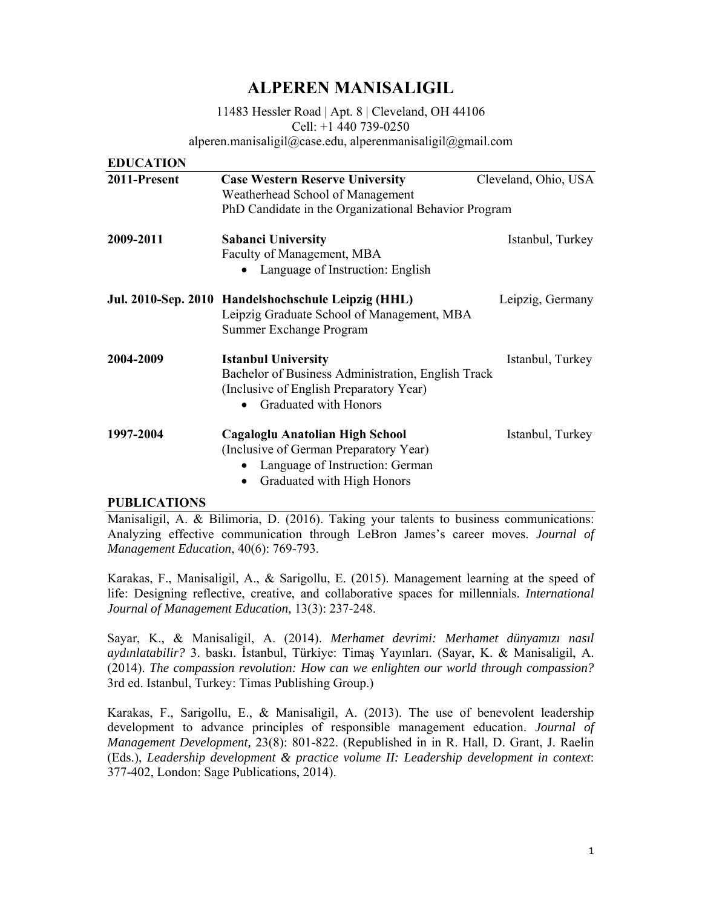# ALPEREN MANISALIGIL

11483 Hessler Road | Apt. 8 | Cleveland, OH 44106
Cell: +1 440 739-0250
alperen.manisaligil@case.edu, alperenmanisaligil@gmail.com

## EDUCATION

**2011-Present** — **Case Western Reserve University** — Cleveland, Ohio, USA
Weatherhead School of Management
PhD Candidate in the Organizational Behavior Program

**2009-2011** — **Sabanci University** — Istanbul, Turkey
Faculty of Management, MBA
- Language of Instruction: English

**Jul. 2010-Sep. 2010** — **Handelshochschule Leipzig (HHL)** — Leipzig, Germany
Leipzig Graduate School of Management, MBA
Summer Exchange Program

**2004-2009** — **Istanbul University** — Istanbul, Turkey
Bachelor of Business Administration, English Track
(Inclusive of English Preparatory Year)
- Graduated with Honors

**1997-2004** — **Cagaloglu Anatolian High School** — Istanbul, Turkey
(Inclusive of German Preparatory Year)
- Language of Instruction: German
- Graduated with High Honors

## PUBLICATIONS

Manisaligil, A. & Bilimoria, D. (2016). Taking your talents to business communications: Analyzing effective communication through LeBron James's career moves. *Journal of Management Education*, 40(6): 769-793.

Karakas, F., Manisaligil, A., & Sarigollu, E. (2015). Management learning at the speed of life: Designing reflective, creative, and collaborative spaces for millennials. *International Journal of Management Education,* 13(3): 237-248.

Sayar, K., & Manisaligil, A. (2014). *Merhamet devrimi: Merhamet dünyamızı nasıl aydınlatabilir?* 3. baskı. İstanbul, Türkiye: Timaş Yayınları. (Sayar, K. & Manisaligil, A. (2014). *The compassion revolution: How can we enlighten our world through compassion?* 3rd ed. Istanbul, Turkey: Timas Publishing Group.)

Karakas, F., Sarigollu, E., & Manisaligil, A. (2013). The use of benevolent leadership development to advance principles of responsible management education. *Journal of Management Development,* 23(8): 801-822. (Republished in in R. Hall, D. Grant, J. Raelin (Eds.), *Leadership development & practice volume II: Leadership development in context*: 377-402, London: Sage Publications, 2014).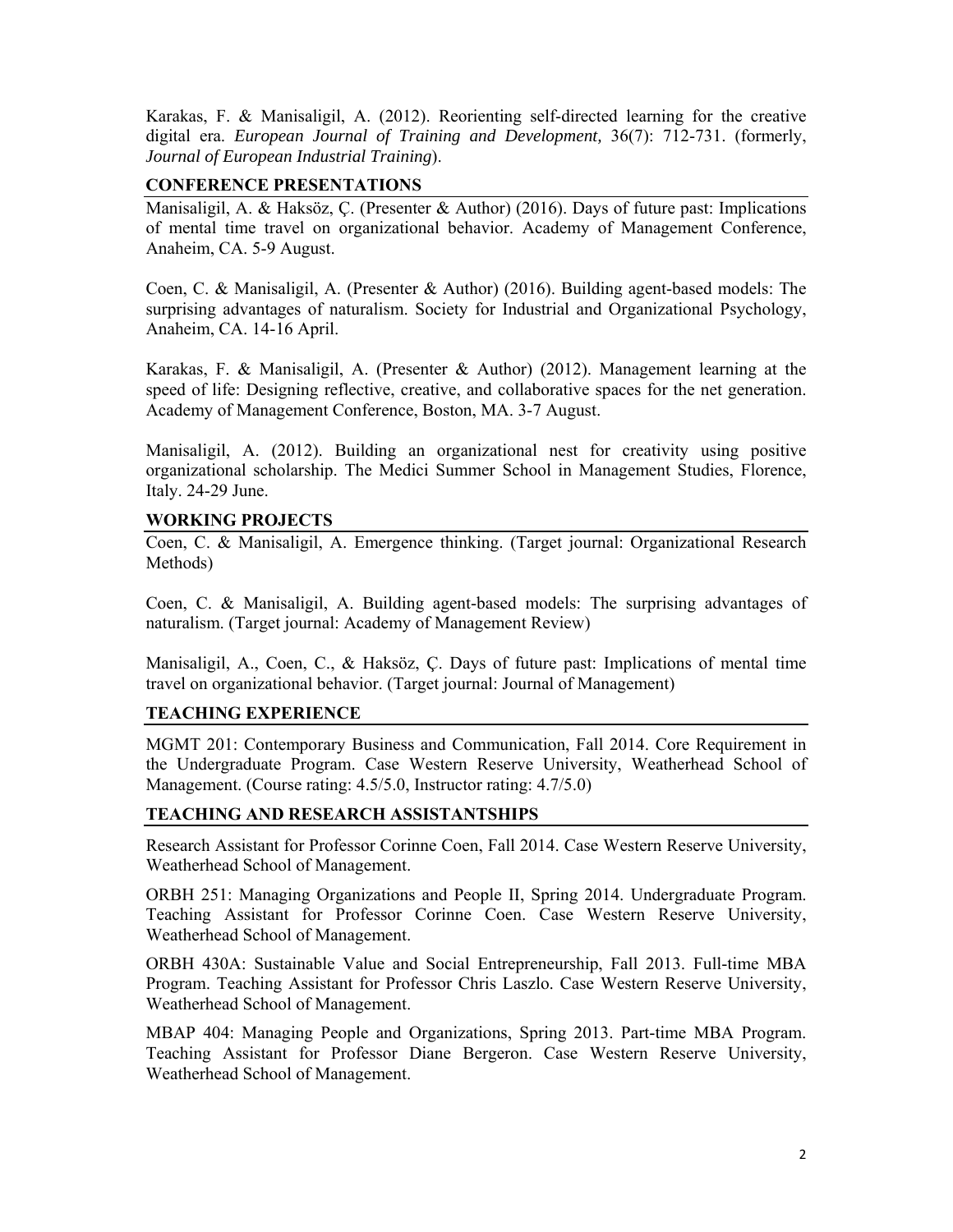Karakas, F. & Manisaligil, A. (2012). Reorienting self-directed learning for the creative digital era. *European Journal of Training and Development,* 36(7): 712-731. (formerly, *Journal of European Industrial Training*).

## CONFERENCE PRESENTATIONS

Manisaligil, A. & Haksöz, Ç. (Presenter & Author) (2016). Days of future past: Implications of mental time travel on organizational behavior. Academy of Management Conference, Anaheim, CA. 5-9 August.

Coen, C. & Manisaligil, A. (Presenter & Author) (2016). Building agent-based models: The surprising advantages of naturalism. Society for Industrial and Organizational Psychology, Anaheim, CA. 14-16 April.

Karakas, F. & Manisaligil, A. (Presenter & Author) (2012). Management learning at the speed of life: Designing reflective, creative, and collaborative spaces for the net generation. Academy of Management Conference, Boston, MA. 3-7 August.

Manisaligil, A. (2012). Building an organizational nest for creativity using positive organizational scholarship. The Medici Summer School in Management Studies, Florence, Italy. 24-29 June.

## WORKING PROJECTS

Coen, C. & Manisaligil, A. Emergence thinking. (Target journal: Organizational Research Methods)

Coen, C. & Manisaligil, A. Building agent-based models: The surprising advantages of naturalism. (Target journal: Academy of Management Review)

Manisaligil, A., Coen, C., & Haksöz, Ç. Days of future past: Implications of mental time travel on organizational behavior. (Target journal: Journal of Management)

## TEACHING EXPERIENCE

MGMT 201: Contemporary Business and Communication, Fall 2014. Core Requirement in the Undergraduate Program. Case Western Reserve University, Weatherhead School of Management. (Course rating: 4.5/5.0, Instructor rating: 4.7/5.0)

## TEACHING AND RESEARCH ASSISTANTSHIPS

Research Assistant for Professor Corinne Coen, Fall 2014. Case Western Reserve University, Weatherhead School of Management.

ORBH 251: Managing Organizations and People II, Spring 2014. Undergraduate Program. Teaching Assistant for Professor Corinne Coen. Case Western Reserve University, Weatherhead School of Management.

ORBH 430A: Sustainable Value and Social Entrepreneurship, Fall 2013. Full-time MBA Program. Teaching Assistant for Professor Chris Laszlo. Case Western Reserve University, Weatherhead School of Management.

MBAP 404: Managing People and Organizations, Spring 2013. Part-time MBA Program. Teaching Assistant for Professor Diane Bergeron. Case Western Reserve University, Weatherhead School of Management.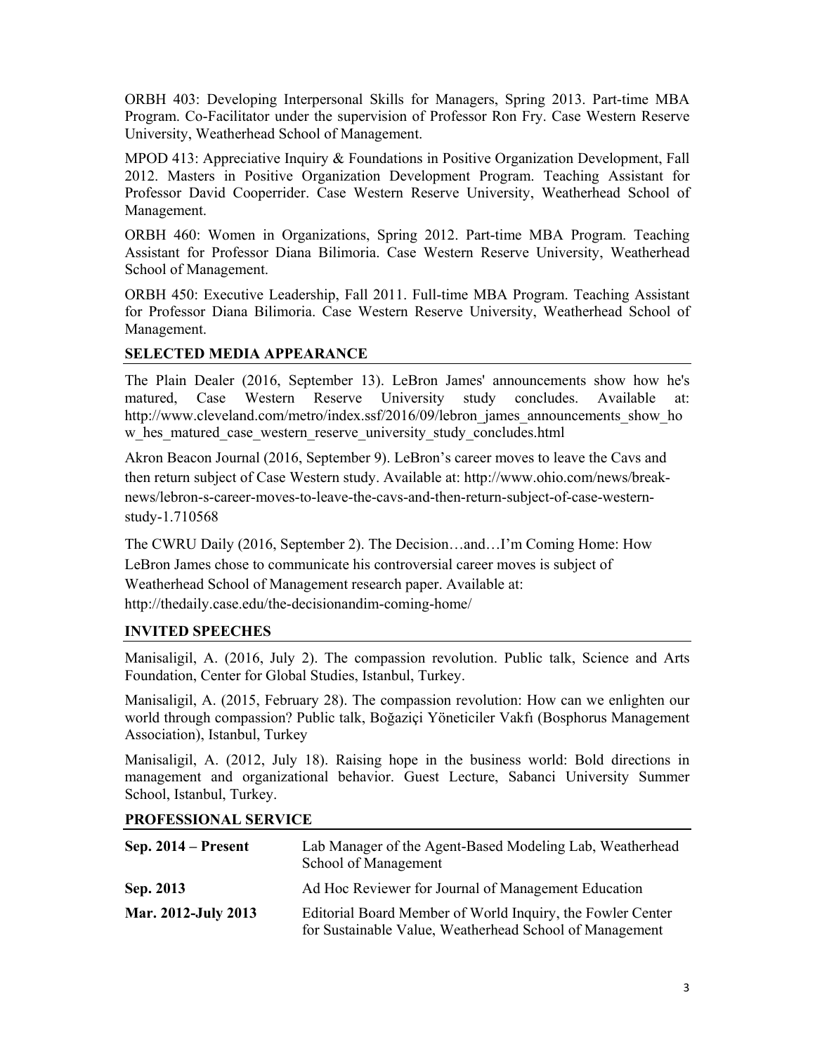ORBH 403: Developing Interpersonal Skills for Managers, Spring 2013. Part-time MBA Program. Co-Facilitator under the supervision of Professor Ron Fry. Case Western Reserve University, Weatherhead School of Management.

MPOD 413: Appreciative Inquiry & Foundations in Positive Organization Development, Fall 2012. Masters in Positive Organization Development Program. Teaching Assistant for Professor David Cooperrider. Case Western Reserve University, Weatherhead School of Management.

ORBH 460: Women in Organizations, Spring 2012. Part-time MBA Program. Teaching Assistant for Professor Diana Bilimoria. Case Western Reserve University, Weatherhead School of Management.

ORBH 450: Executive Leadership, Fall 2011. Full-time MBA Program. Teaching Assistant for Professor Diana Bilimoria. Case Western Reserve University, Weatherhead School of Management.

## SELECTED MEDIA APPEARANCE

The Plain Dealer (2016, September 13). LeBron James' announcements show how he's matured, Case Western Reserve University study concludes. Available at: http://www.cleveland.com/metro/index.ssf/2016/09/lebron_james_announcements_show_how_hes_matured_case_western_reserve_university_study_concludes.html

Akron Beacon Journal (2016, September 9). LeBron's career moves to leave the Cavs and then return subject of Case Western study. Available at: http://www.ohio.com/news/break-news/lebron-s-career-moves-to-leave-the-cavs-and-then-return-subject-of-case-western-study-1.710568

The CWRU Daily (2016, September 2). The Decision…and…I'm Coming Home: How LeBron James chose to communicate his controversial career moves is subject of Weatherhead School of Management research paper. Available at: http://thedaily.case.edu/the-decisionandim-coming-home/

## INVITED SPEECHES

Manisaligil, A. (2016, July 2). The compassion revolution. Public talk, Science and Arts Foundation, Center for Global Studies, Istanbul, Turkey.

Manisaligil, A. (2015, February 28). The compassion revolution: How can we enlighten our world through compassion? Public talk, Boğaziçi Yöneticiler Vakfı (Bosphorus Management Association), Istanbul, Turkey

Manisaligil, A. (2012, July 18). Raising hope in the business world: Bold directions in management and organizational behavior. Guest Lecture, Sabanci University Summer School, Istanbul, Turkey.

## PROFESSIONAL SERVICE

| | |
|---|---|
| **Sep. 2014 – Present** | Lab Manager of the Agent-Based Modeling Lab, Weatherhead School of Management |
| **Sep. 2013** | Ad Hoc Reviewer for Journal of Management Education |
| **Mar. 2012-July 2013** | Editorial Board Member of World Inquiry, the Fowler Center for Sustainable Value, Weatherhead School of Management |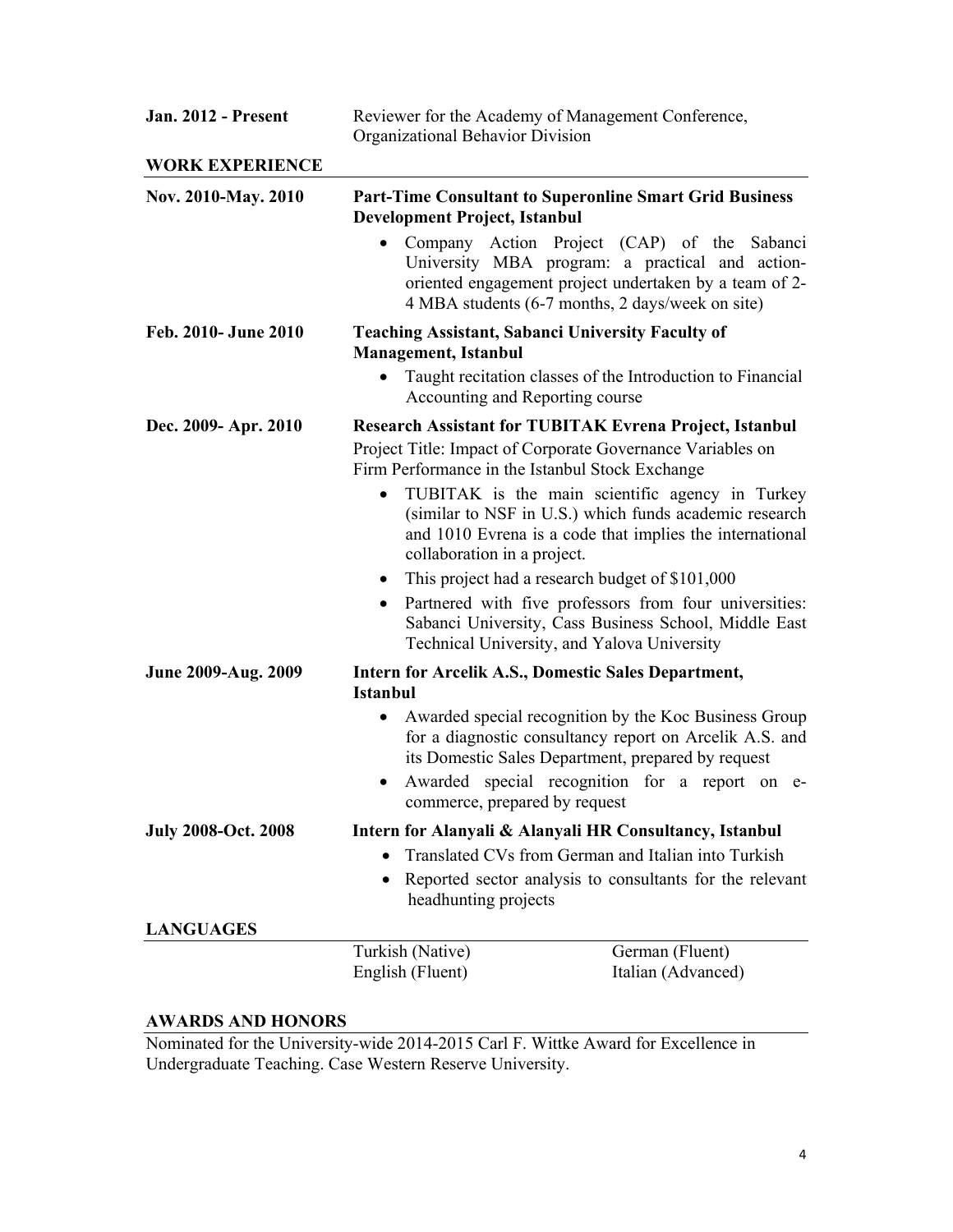**Jan. 2012 - Present** Reviewer for the Academy of Management Conference, Organizational Behavior Division

## WORK EXPERIENCE

**Nov. 2010-May. 2010** **Part-Time Consultant to Superonline Smart Grid Business Development Project, Istanbul**

- Company Action Project (CAP) of the Sabanci University MBA program: a practical and action-oriented engagement project undertaken by a team of 2-4 MBA students (6-7 months, 2 days/week on site)

**Feb. 2010- June 2010** **Teaching Assistant, Sabanci University Faculty of Management, Istanbul**

- Taught recitation classes of the Introduction to Financial Accounting and Reporting course

**Dec. 2009- Apr. 2010** **Research Assistant for TUBITAK Evrena Project, Istanbul**

Project Title: Impact of Corporate Governance Variables on Firm Performance in the Istanbul Stock Exchange

- TUBITAK is the main scientific agency in Turkey (similar to NSF in U.S.) which funds academic research and 1010 Evrena is a code that implies the international collaboration in a project.
- This project had a research budget of $101,000
- Partnered with five professors from four universities: Sabanci University, Cass Business School, Middle East Technical University, and Yalova University

**June 2009-Aug. 2009** **Intern for Arcelik A.S., Domestic Sales Department, Istanbul**

- Awarded special recognition by the Koc Business Group for a diagnostic consultancy report on Arcelik A.S. and its Domestic Sales Department, prepared by request
- Awarded special recognition for a report on e-commerce, prepared by request

**July 2008-Oct. 2008** **Intern for Alanyali & Alanyali HR Consultancy, Istanbul**

- Translated CVs from German and Italian into Turkish
- Reported sector analysis to consultants for the relevant headhunting projects

## LANGUAGES

Turkish (Native)
German (Fluent)
English (Fluent)
Italian (Advanced)

## AWARDS AND HONORS

Nominated for the University-wide 2014-2015 Carl F. Wittke Award for Excellence in Undergraduate Teaching. Case Western Reserve University.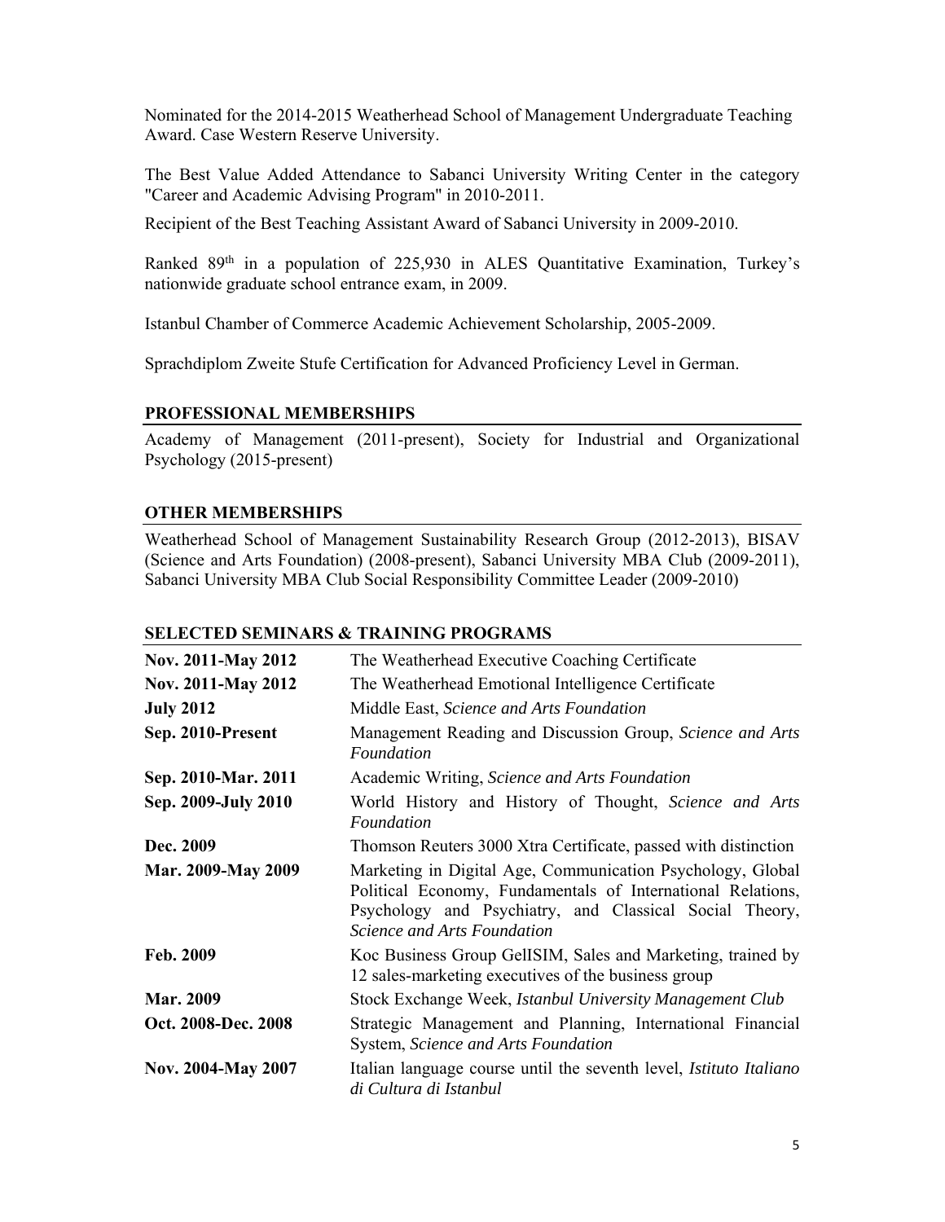Nominated for the 2014-2015 Weatherhead School of Management Undergraduate Teaching Award. Case Western Reserve University.

The Best Value Added Attendance to Sabanci University Writing Center in the category "Career and Academic Advising Program" in 2010-2011.

Recipient of the Best Teaching Assistant Award of Sabanci University in 2009-2010.

Ranked 89th in a population of 225,930 in ALES Quantitative Examination, Turkey's nationwide graduate school entrance exam, in 2009.

Istanbul Chamber of Commerce Academic Achievement Scholarship, 2005-2009.

Sprachdiplom Zweite Stufe Certification for Advanced Proficiency Level in German.

## PROFESSIONAL MEMBERSHIPS

Academy of Management (2011-present), Society for Industrial and Organizational Psychology (2015-present)

## OTHER MEMBERSHIPS

Weatherhead School of Management Sustainability Research Group (2012-2013), BISAV (Science and Arts Foundation) (2008-present), Sabanci University MBA Club (2009-2011), Sabanci University MBA Club Social Responsibility Committee Leader (2009-2010)

## SELECTED SEMINARS & TRAINING PROGRAMS

| | |
|---|---|
| **Nov. 2011-May 2012** | The Weatherhead Executive Coaching Certificate |
| **Nov. 2011-May 2012** | The Weatherhead Emotional Intelligence Certificate |
| **July 2012** | Middle East, *Science and Arts Foundation* |
| **Sep. 2010-Present** | Management Reading and Discussion Group, *Science and Arts Foundation* |
| **Sep. 2010-Mar. 2011** | Academic Writing, *Science and Arts Foundation* |
| **Sep. 2009-July 2010** | World History and History of Thought, *Science and Arts Foundation* |
| **Dec. 2009** | Thomson Reuters 3000 Xtra Certificate, passed with distinction |
| **Mar. 2009-May 2009** | Marketing in Digital Age, Communication Psychology, Global Political Economy, Fundamentals of International Relations, Psychology and Psychiatry, and Classical Social Theory, *Science and Arts Foundation* |
| **Feb. 2009** | Koc Business Group GelISIM, Sales and Marketing, trained by 12 sales-marketing executives of the business group |
| **Mar. 2009** | Stock Exchange Week, *Istanbul University Management Club* |
| **Oct. 2008-Dec. 2008** | Strategic Management and Planning, International Financial System, *Science and Arts Foundation* |
| **Nov. 2004-May 2007** | Italian language course until the seventh level, *Istituto Italiano di Cultura di Istanbul* |